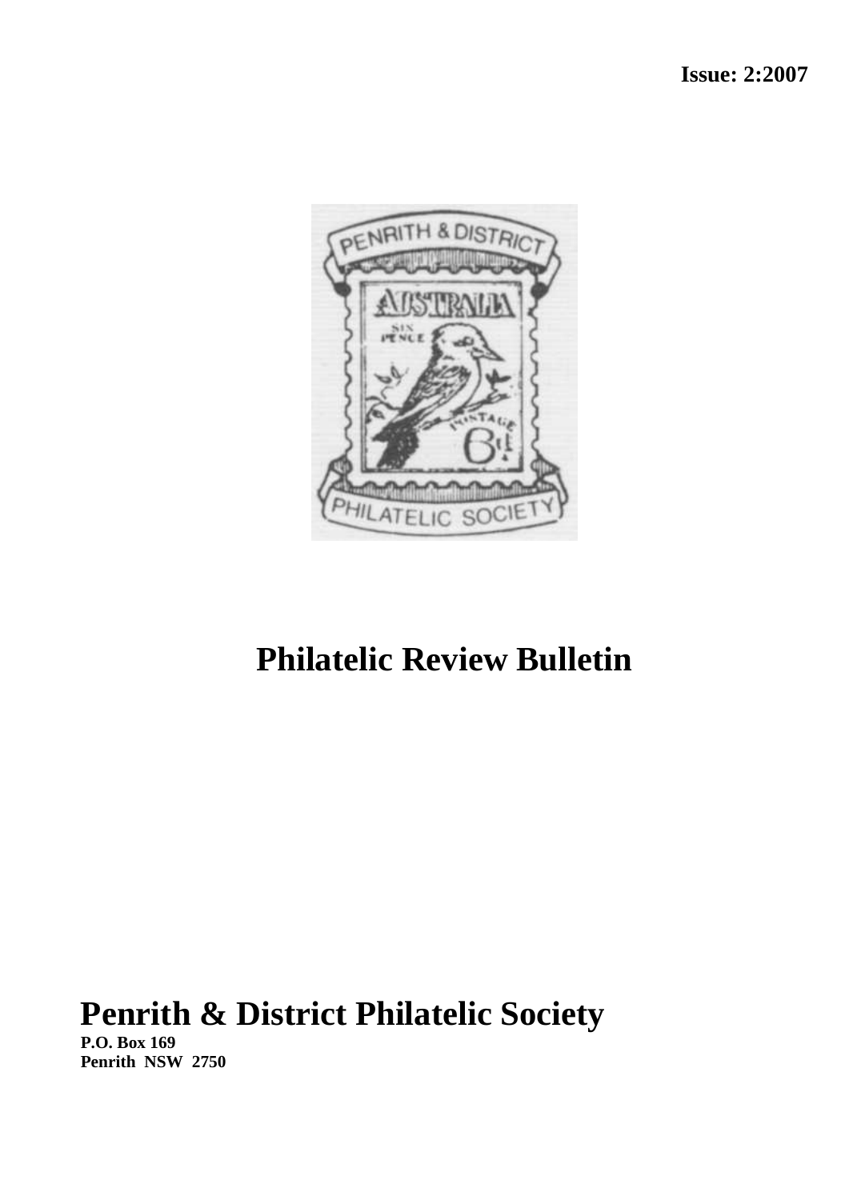**Issue: 2:2007**

# Philatelic Review Bulletin

## Penrith & District Philatelic Society

**P.O. Box 169**
**Penrith NSW 2750**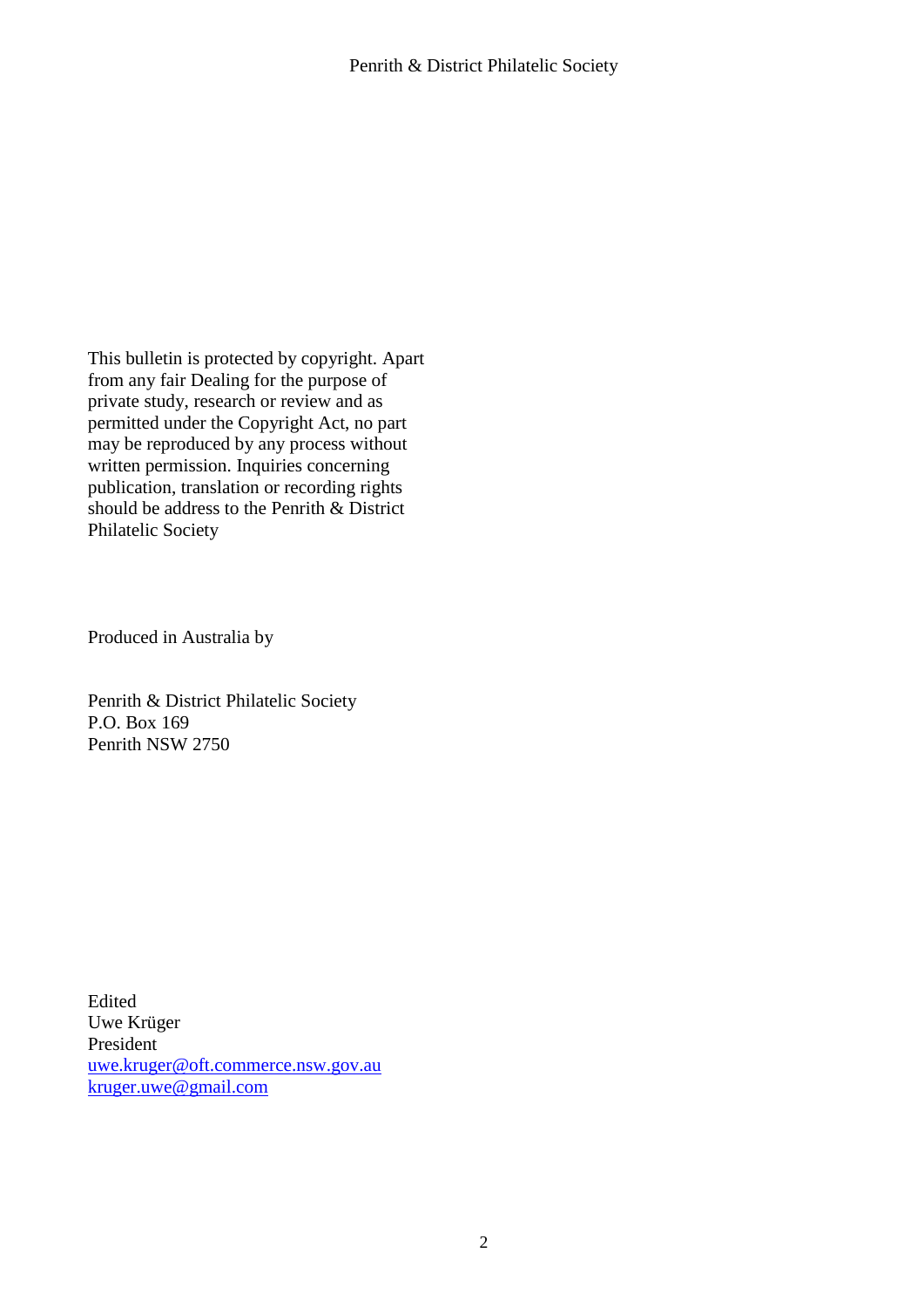This bulletin is protected by copyright. Apart from any fair Dealing for the purpose of private study, research or review and as permitted under the Copyright Act, no part may be reproduced by any process without written permission. Inquiries concerning publication, translation or recording rights should be address to the Penrith & District Philatelic Society

Produced in Australia by

Penrith & District Philatelic Society
P.O. Box 169
Penrith NSW 2750

Edited
Uwe Krüger
President
uwe.kruger@oft.commerce.nsw.gov.au
kruger.uwe@gmail.com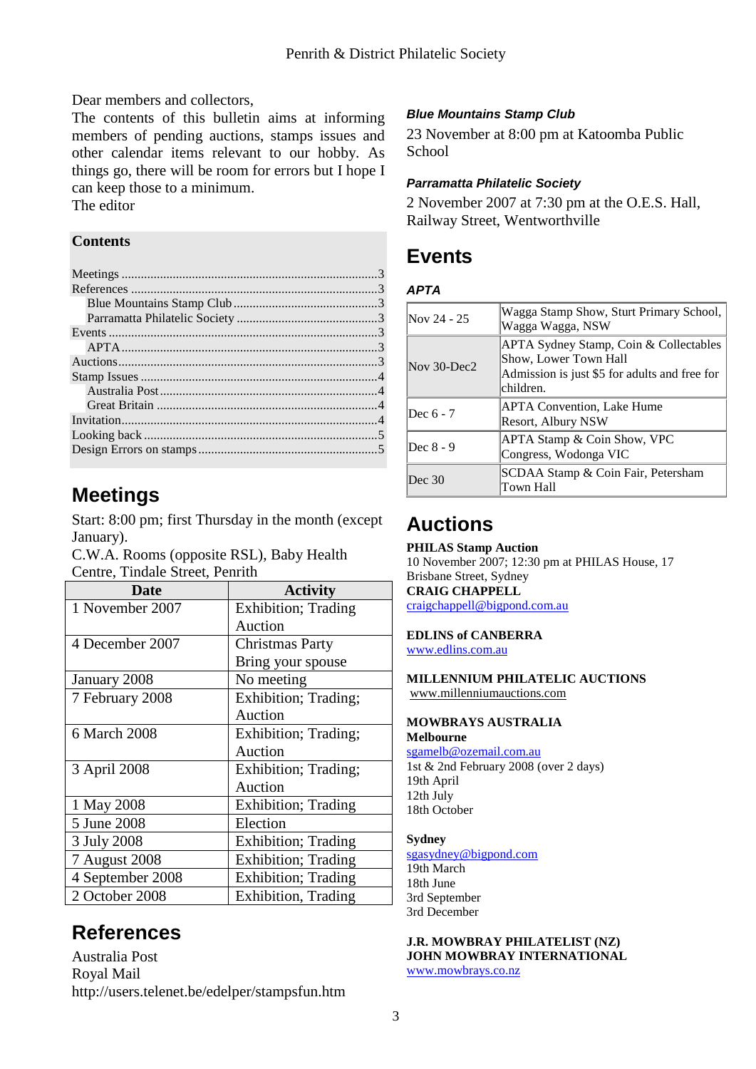Dear members and collectors,

The contents of this bulletin aims at informing members of pending auctions, stamps issues and other calendar items relevant to our hobby. As things go, there will be room for errors but I hope I can keep those to a minimum.

The editor

**Contents**

Meetings ....................................................................................3
References ..................................................................................3
Blue Mountains Stamp Club ........................................................3
Parramatta Philatelic Society .......................................................3
Events ........................................................................................3
APTA ..........................................................................................3
Auctions......................................................................................3
Stamp Issues ..............................................................................4
Australia Post ..............................................................................4
Great Britain ...............................................................................4
Invitation.....................................................................................4
Looking back ...............................................................................5
Design Errors on stamps ..............................................................5

# Meetings

Start: 8:00 pm; first Thursday in the month (except January).

C.W.A. Rooms (opposite RSL), Baby Health Centre, Tindale Street, Penrith

| Date | Activity |
|---|---|
| 1 November 2007 | Exhibition; Trading Auction |
| 4 December 2007 | Christmas Party Bring your spouse |
| January 2008 | No meeting |
| 7 February 2008 | Exhibition; Trading; Auction |
| 6 March 2008 | Exhibition; Trading; Auction |
| 3 April 2008 | Exhibition; Trading; Auction |
| 1 May 2008 | Exhibition; Trading |
| 5 June 2008 | Election |
| 3 July 2008 | Exhibition; Trading |
| 7 August 2008 | Exhibition; Trading |
| 4 September 2008 | Exhibition; Trading |
| 2 October 2008 | Exhibition, Trading |

# References

Australia Post
Royal Mail
http://users.telenet.be/edelper/stampsfun.htm

### *Blue Mountains Stamp Club*

23 November at 8:00 pm at Katoomba Public School

### *Parramatta Philatelic Society*

2 November 2007 at 7:30 pm at the O.E.S. Hall, Railway Street, Wentworthville

# Events

### *APTA*

| | |
|---|---|
| Nov 24 - 25 | Wagga Stamp Show, Sturt Primary School, Wagga Wagga, NSW |
| Nov 30-Dec2 | APTA Sydney Stamp, Coin & Collectables Show, Lower Town Hall<br>Admission is just $5 for adults and free for children. |
| Dec 6 - 7 | APTA Convention, Lake Hume Resort, Albury NSW |
| Dec 8 - 9 | APTA Stamp & Coin Show, VPC Congress, Wodonga VIC |
| Dec 30 | SCDAA Stamp & Coin Fair, Petersham Town Hall |

# Auctions

**PHILAS Stamp Auction**
10 November 2007; 12:30 pm at PHILAS House, 17 Brisbane Street, Sydney
**CRAIG CHAPPELL**
craigchappell@bigpond.com.au

**EDLINS of CANBERRA**
www.edlins.com.au

**MILLENNIUM PHILATELIC AUCTIONS**
www.millenniumauctions.com

**MOWBRAYS AUSTRALIA**
**Melbourne**
sgamelb@ozemail.com.au
1st & 2nd February 2008 (over 2 days)
19th April
12th July
18th October

**Sydney**
sgasydney@bigpond.com
19th March
18th June
3rd September
3rd December

**J.R. MOWBRAY PHILATELIST (NZ)**
**JOHN MOWBRAY INTERNATIONAL**
www.mowbrays.co.nz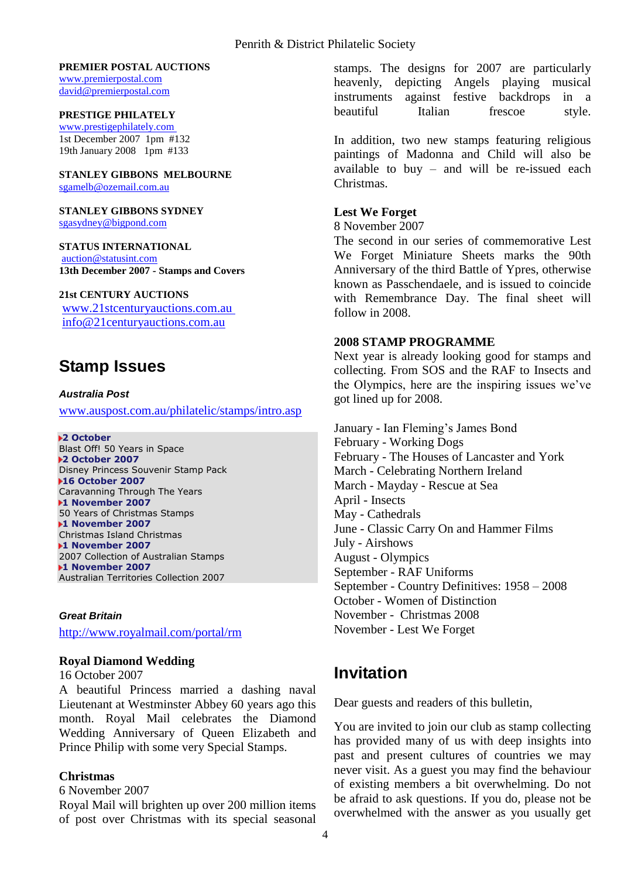**PREMIER POSTAL AUCTIONS**
www.premierpostal.com
david@premierpostal.com

**PRESTIGE PHILATELY**
www.prestigephilately.com
1st December 2007 1pm #132
19th January 2008 1pm #133

**STANLEY GIBBONS MELBOURNE**
sgamelb@ozemail.com.au

**STANLEY GIBBONS SYDNEY**
sgasydney@bigpond.com

**STATUS INTERNATIONAL**
auction@statusint.com
**13th December 2007 - Stamps and Covers**

**21st CENTURY AUCTIONS**
www.21stcenturyauctions.com.au
info@21centuryauctions.com.au

## Stamp Issues

### *Australia Post*

www.auspost.com.au/philatelic/stamps/intro.asp

**2 October**
Blast Off! 50 Years in Space
**2 October 2007**
Disney Princess Souvenir Stamp Pack
**16 October 2007**
Caravanning Through The Years
**1 November 2007**
50 Years of Christmas Stamps
**1 November 2007**
Christmas Island Christmas
**1 November 2007**
2007 Collection of Australian Stamps
**1 November 2007**
Australian Territories Collection 2007

### *Great Britain*

http://www.royalmail.com/portal/rm

**Royal Diamond Wedding**
16 October 2007
A beautiful Princess married a dashing naval Lieutenant at Westminster Abbey 60 years ago this month. Royal Mail celebrates the Diamond Wedding Anniversary of Queen Elizabeth and Prince Philip with some very Special Stamps.

**Christmas**
6 November 2007
Royal Mail will brighten up over 200 million items of post over Christmas with its special seasonal stamps. The designs for 2007 are particularly heavenly, depicting Angels playing musical instruments against festive backdrops in a beautiful Italian frescoe style.

In addition, two new stamps featuring religious paintings of Madonna and Child will also be available to buy – and will be re-issued each Christmas.

**Lest We Forget**
8 November 2007
The second in our series of commemorative Lest We Forget Miniature Sheets marks the 90th Anniversary of the third Battle of Ypres, otherwise known as Passchendaele, and is issued to coincide with Remembrance Day. The final sheet will follow in 2008.

**2008 STAMP PROGRAMME**
Next year is already looking good for stamps and collecting. From SOS and the RAF to Insects and the Olympics, here are the inspiring issues we've got lined up for 2008.

January - Ian Fleming's James Bond
February - Working Dogs
February - The Houses of Lancaster and York
March - Celebrating Northern Ireland
March - Mayday - Rescue at Sea
April - Insects
May - Cathedrals
June - Classic Carry On and Hammer Films
July - Airshows
August - Olympics
September - RAF Uniforms
September - Country Definitives: 1958 – 2008
October - Women of Distinction
November - Christmas 2008
November - Lest We Forget

## Invitation

Dear guests and readers of this bulletin,

You are invited to join our club as stamp collecting has provided many of us with deep insights into past and present cultures of countries we may never visit. As a guest you may find the behaviour of existing members a bit overwhelming. Do not be afraid to ask questions. If you do, please not be overwhelmed with the answer as you usually get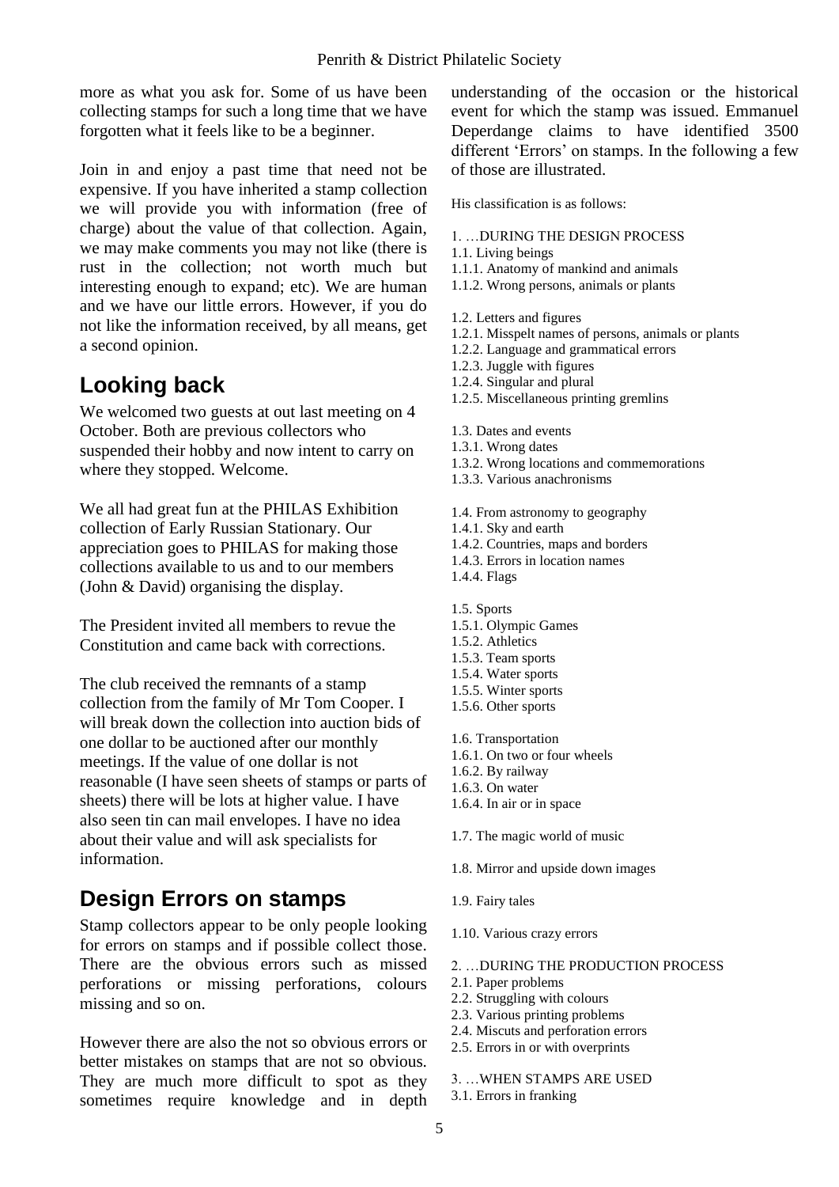more as what you ask for. Some of us have been collecting stamps for such a long time that we have forgotten what it feels like to be a beginner.

Join in and enjoy a past time that need not be expensive. If you have inherited a stamp collection we will provide you with information (free of charge) about the value of that collection. Again, we may make comments you may not like (there is rust in the collection; not worth much but interesting enough to expand; etc). We are human and we have our little errors. However, if you do not like the information received, by all means, get a second opinion.

## Looking back

We welcomed two guests at out last meeting on 4 October. Both are previous collectors who suspended their hobby and now intent to carry on where they stopped. Welcome.

We all had great fun at the PHILAS Exhibition collection of Early Russian Stationary. Our appreciation goes to PHILAS for making those collections available to us and to our members (John & David) organising the display.

The President invited all members to revue the Constitution and came back with corrections.

The club received the remnants of a stamp collection from the family of Mr Tom Cooper. I will break down the collection into auction bids of one dollar to be auctioned after our monthly meetings. If the value of one dollar is not reasonable (I have seen sheets of stamps or parts of sheets) there will be lots at higher value. I have also seen tin can mail envelopes. I have no idea about their value and will ask specialists for information.

## Design Errors on stamps

Stamp collectors appear to be only people looking for errors on stamps and if possible collect those. There are the obvious errors such as missed perforations or missing perforations, colours missing and so on.

However there are also the not so obvious errors or better mistakes on stamps that are not so obvious. They are much more difficult to spot as they sometimes require knowledge and in depth understanding of the occasion or the historical event for which the stamp was issued. Emmanuel Deperdange claims to have identified 3500 different 'Errors' on stamps. In the following a few of those are illustrated.

His classification is as follows:

1. …DURING THE DESIGN PROCESS
1.1. Living beings
1.1.1. Anatomy of mankind and animals
1.1.2. Wrong persons, animals or plants

1.2. Letters and figures
1.2.1. Misspelt names of persons, animals or plants
1.2.2. Language and grammatical errors
1.2.3. Juggle with figures
1.2.4. Singular and plural
1.2.5. Miscellaneous printing gremlins

1.3. Dates and events
1.3.1. Wrong dates
1.3.2. Wrong locations and commemorations
1.3.3. Various anachronisms

1.4. From astronomy to geography
1.4.1. Sky and earth
1.4.2. Countries, maps and borders
1.4.3. Errors in location names
1.4.4. Flags

1.5. Sports
1.5.1. Olympic Games
1.5.2. Athletics
1.5.3. Team sports
1.5.4. Water sports
1.5.5. Winter sports
1.5.6. Other sports

1.6. Transportation
1.6.1. On two or four wheels
1.6.2. By railway
1.6.3. On water
1.6.4. In air or in space

1.7. The magic world of music

1.8. Mirror and upside down images

1.9. Fairy tales

1.10. Various crazy errors

2. …DURING THE PRODUCTION PROCESS
2.1. Paper problems
2.2. Struggling with colours
2.3. Various printing problems
2.4. Miscuts and perforation errors
2.5. Errors in or with overprints

3. …WHEN STAMPS ARE USED
3.1. Errors in franking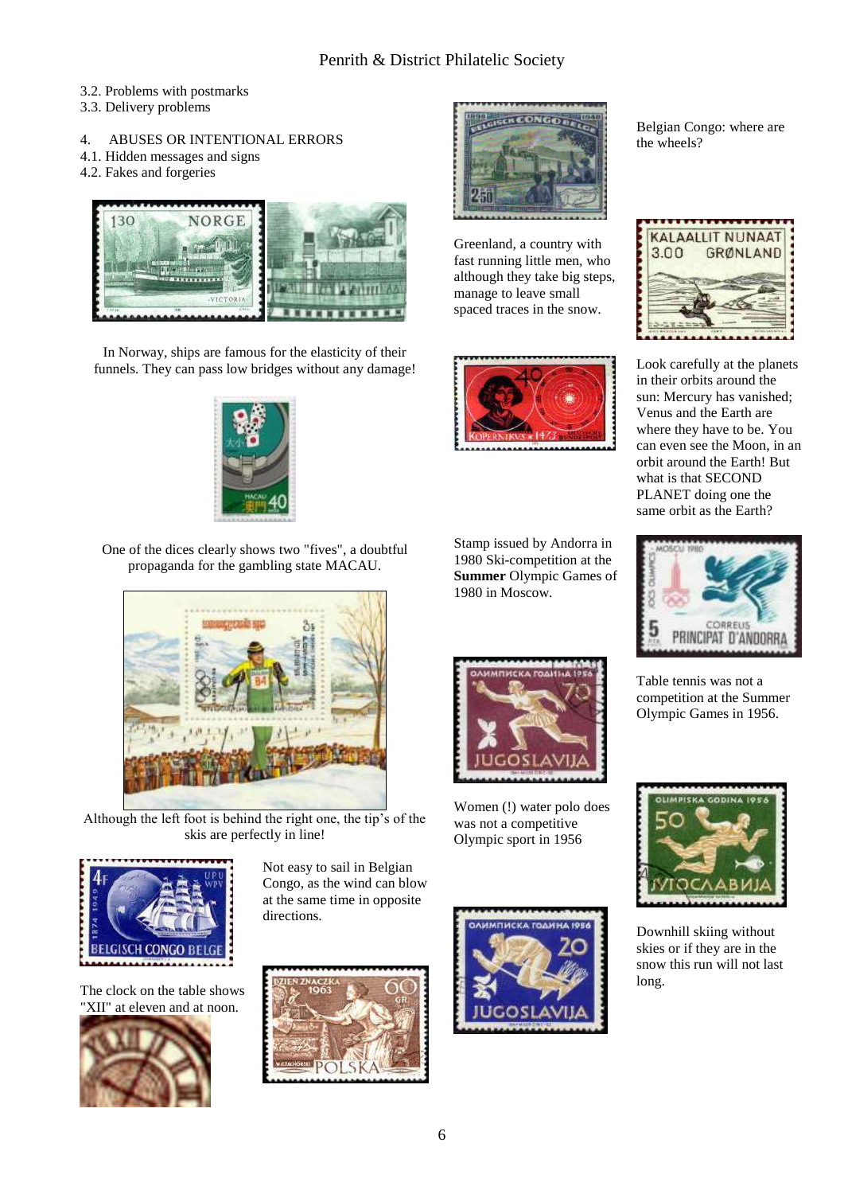3.2. Problems with postmarks
3.3. Delivery problems

4. ABUSES OR INTENTIONAL ERRORS
4.1. Hidden messages and signs
4.2. Fakes and forgeries

In Norway, ships are famous for the elasticity of their funnels. They can pass low bridges without any damage!

One of the dices clearly shows two "fives", a doubtful propaganda for the gambling state MACAU.

Although the left foot is behind the right one, the tip's of the skis are perfectly in line!

Not easy to sail in Belgian Congo, as the wind can blow at the same time in opposite directions.

The clock on the table shows "XII" at eleven and at noon.

Belgian Congo: where are the wheels?

Greenland, a country with fast running little men, who although they take big steps, manage to leave small spaced traces in the snow.

Look carefully at the planets in their orbits around the sun: Mercury has vanished; Venus and the Earth are where they have to be. You can even see the Moon, in an orbit around the Earth! But what is that SECOND PLANET doing one the same orbit as the Earth?

Stamp issued by Andorra in 1980 Ski-competition at the **Summer** Olympic Games of 1980 in Moscow.

Table tennis was not a competition at the Summer Olympic Games in 1956.

Women (!) water polo does was not a competitive Olympic sport in 1956

Downhill skiing without skies or if they are in the snow this run will not last long.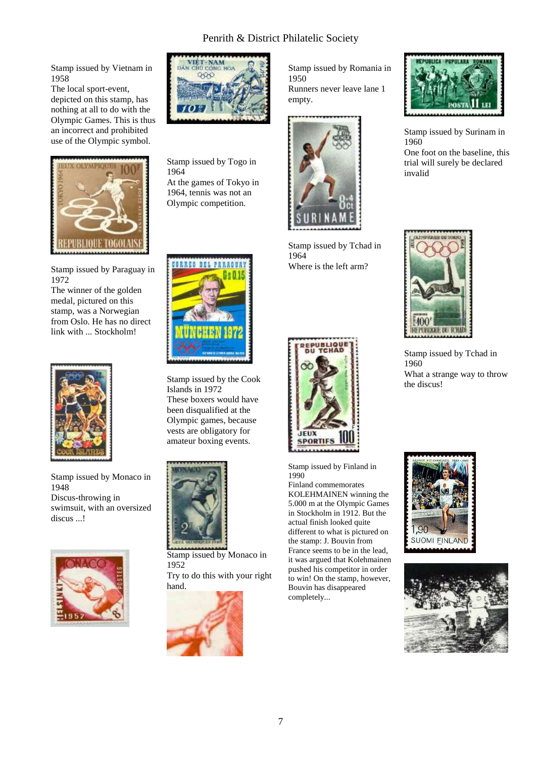Stamp issued by Vietnam in 1958
The local sport-event, depicted on this stamp, has nothing at all to do with the Olympic Games. This is thus an incorrect and prohibited use of the Olympic symbol.

Stamp issued by Togo in 1964
At the games of Tokyo in 1964, tennis was not an Olympic competition.

Stamp issued by Paraguay in 1972
The winner of the golden medal, pictured on this stamp, was a Norwegian from Oslo. He has no direct link with ... Stockholm!

Stamp issued by the Cook Islands in 1972
These boxers would have been disqualified at the Olympic games, because vests are obligatory for amateur boxing events.

Stamp issued by Monaco in 1948
Discus-throwing in swimsuit, with an oversized discus ...!

Stamp issued by Monaco in 1952
Try to do this with your right hand.

Stamp issued by Romania in 1950
Runners never leave lane 1 empty.

Stamp issued by Surinam in 1960
One foot on the baseline, this trial will surely be declared invalid

Stamp issued by Tchad in 1964
Where is the left arm?

Stamp issued by Tchad in 1960
What a strange way to throw the discus!

Stamp issued by Finland in 1990
Finland commemorates KOLEHMAINEN winning the 5.000 m at the Olympic Games in Stockholm in 1912. But the actual finish looked quite different to what is pictured on the stamp: J. Bouvin from France seems to be in the lead, it was argued that Kolehmainen pushed his competitor in order to win! On the stamp, however, Bouvin has disappeared completely...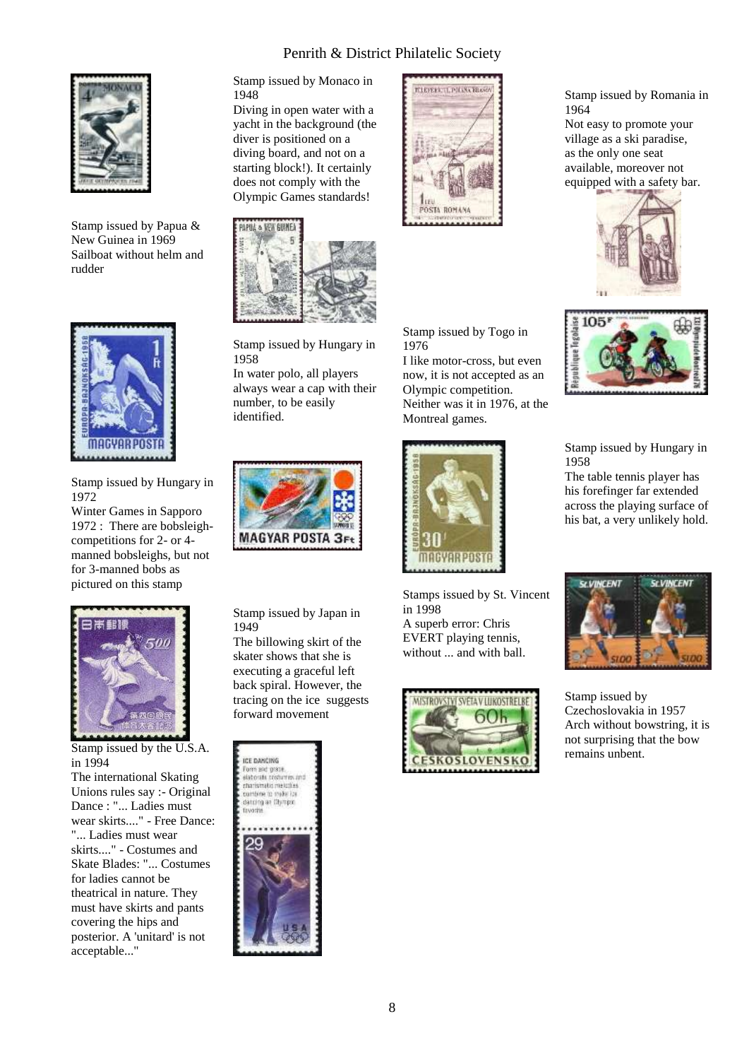Stamp issued by Monaco in 1948
Diving in open water with a yacht in the background (the diver is positioned on a diving board, and not on a starting block!). It certainly does not comply with the Olympic Games standards!

Stamp issued by Romania in 1964
Not easy to promote your village as a ski paradise, as the only one seat available, moreover not equipped with a safety bar.

Stamp issued by Papua & New Guinea in 1969
Sailboat without helm and rudder

Stamp issued by Hungary in 1958
In water polo, all players always wear a cap with their number, to be easily identified.

Stamp issued by Togo in 1976
I like motor-cross, but even now, it is not accepted as an Olympic competition. Neither was it in 1976, at the Montreal games.

Stamp issued by Hungary in 1972
Winter Games in Sapporo 1972 : There are bobsleigh-competitions for 2- or 4-manned bobsleighs, but not for 3-manned bobs as pictured on this stamp

Stamp issued by Hungary in 1958
The table tennis player has his forefinger far extended across the playing surface of his bat, a very unlikely hold.

Stamp issued by Japan in 1949
The billowing skirt of the skater shows that she is executing a graceful left back spiral. However, the tracing on the ice suggests forward movement

Stamps issued by St. Vincent in 1998
A superb error: Chris EVERT playing tennis, without ... and with ball.

Stamp issued by the U.S.A. in 1994
The international Skating Unions rules say :- Original Dance : "... Ladies must wear skirts...." - Free Dance: "... Ladies must wear skirts...." - Costumes and Skate Blades: "... Costumes for ladies cannot be theatrical in nature. They must have skirts and pants covering the hips and posterior. A 'unitard' is not acceptable..."

Stamp issued by Czechoslovakia in 1957
Arch without bowstring, it is not surprising that the bow remains unbent.